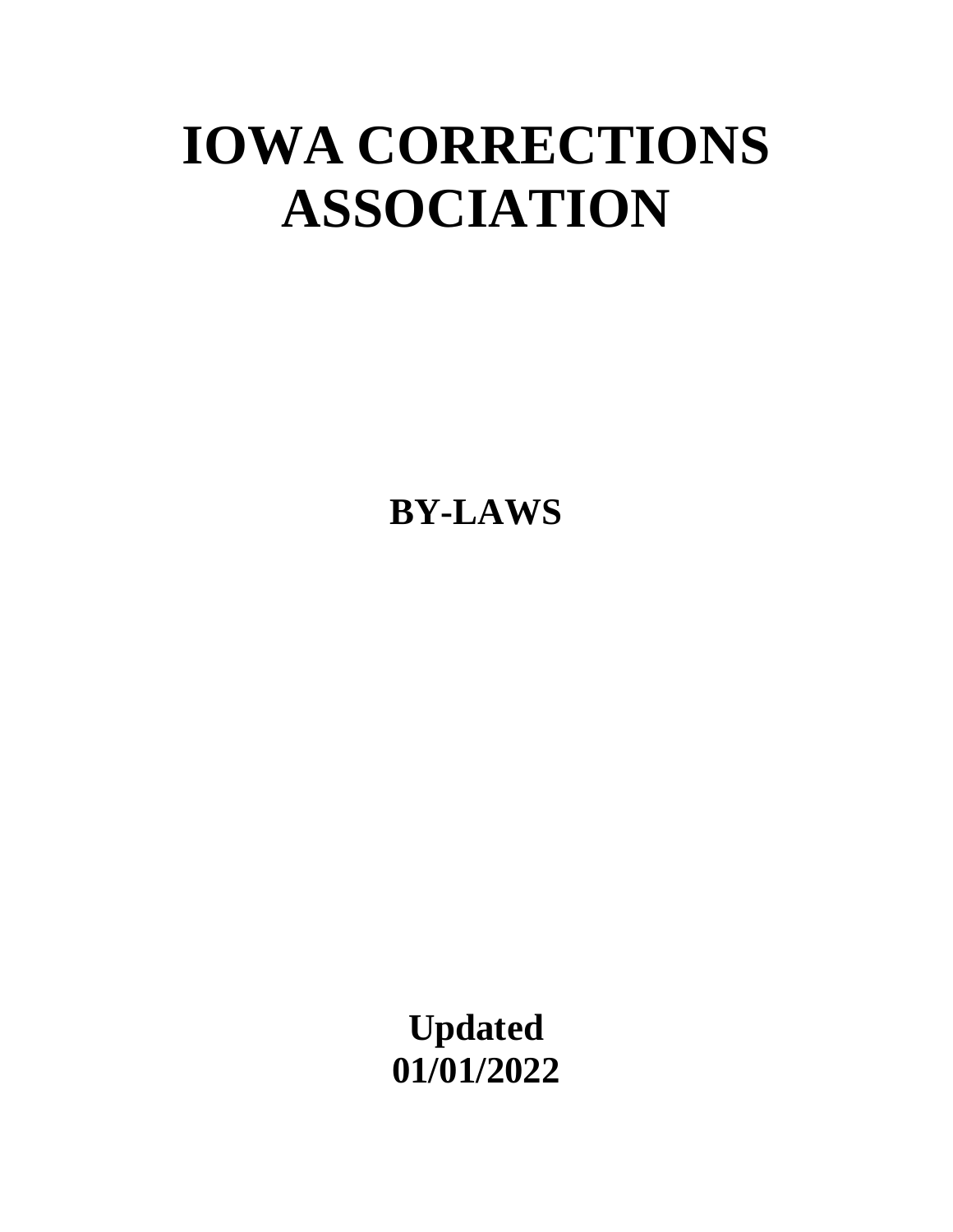# IOWA CORRECTIONS ASSOCIATION

**BY-LAWS**

**Updated 01/01/2022**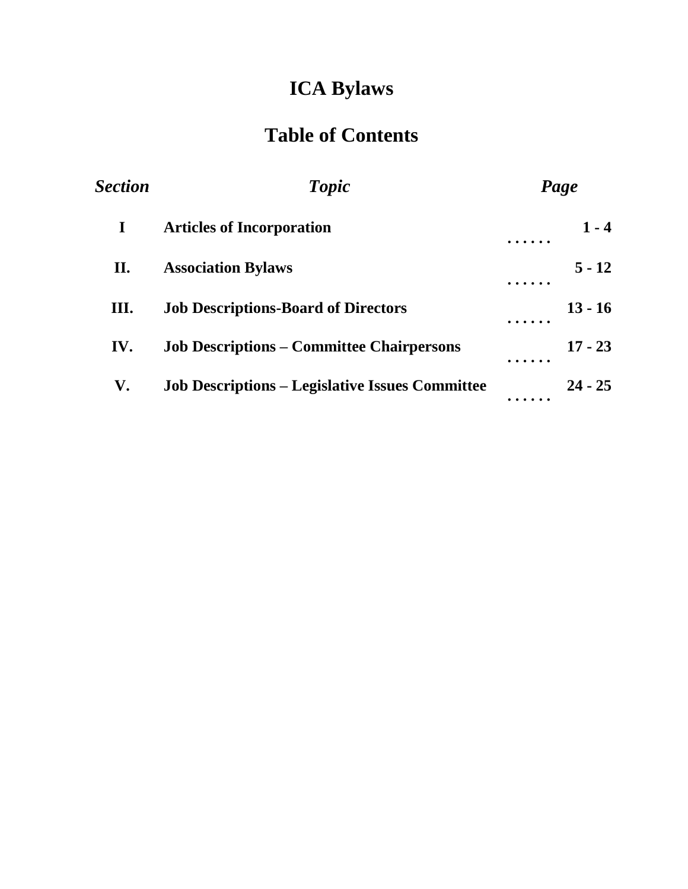# ICA Bylaws

## Table of Contents

| *Section* | *Topic* | *Page* |
|---|---|---|
| **I** | **Articles of Incorporation** . . . . . . | **1 - 4** |
| **II.** | **Association Bylaws** . . . . . . | **5 - 12** |
| **III.** | **Job Descriptions-Board of Directors** . . . . . . | **13 - 16** |
| **IV.** | **Job Descriptions – Committee Chairpersons** . . . . . . | **17 - 23** |
| **V.** | **Job Descriptions – Legislative Issues Committee** . . . . . . | **24 - 25** |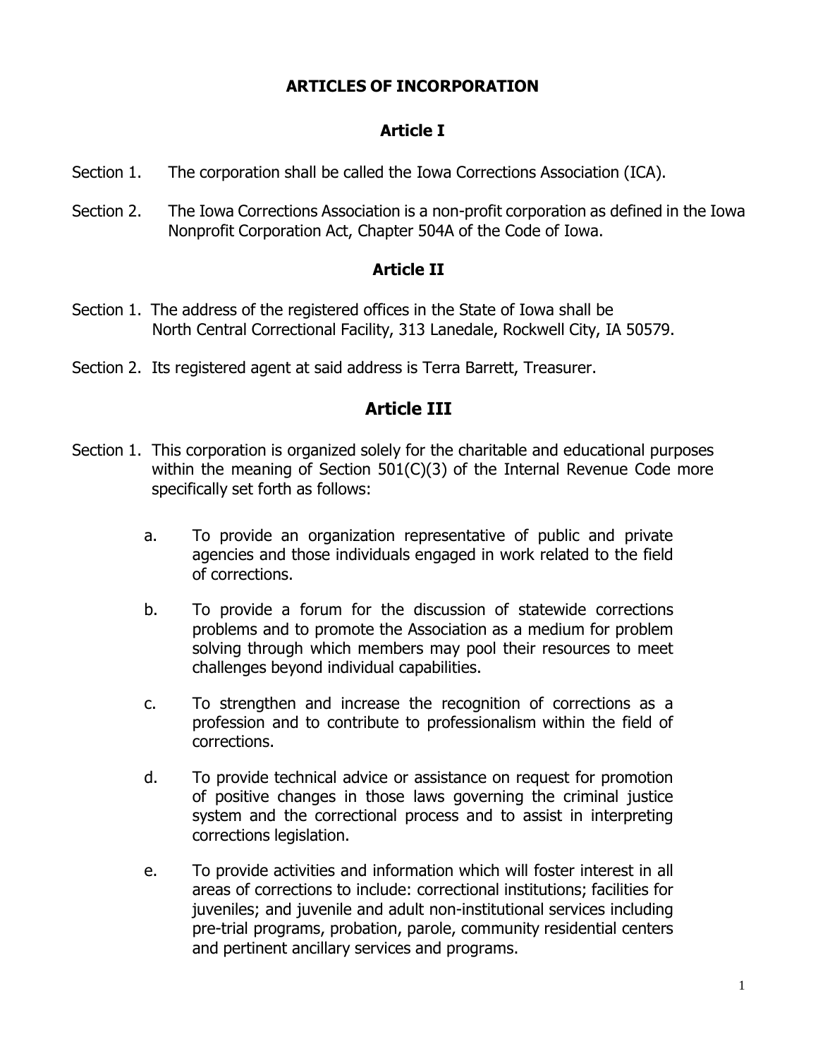# ARTICLES OF INCORPORATION

## Article I

Section 1. The corporation shall be called the Iowa Corrections Association (ICA).

Section 2. The Iowa Corrections Association is a non-profit corporation as defined in the Iowa Nonprofit Corporation Act, Chapter 504A of the Code of Iowa.

## Article II

Section 1. The address of the registered offices in the State of Iowa shall be North Central Correctional Facility, 313 Lanedale, Rockwell City, IA 50579.

Section 2. Its registered agent at said address is Terra Barrett, Treasurer.

## Article III

Section 1. This corporation is organized solely for the charitable and educational purposes within the meaning of Section 501(C)(3) of the Internal Revenue Code more specifically set forth as follows:

a. To provide an organization representative of public and private agencies and those individuals engaged in work related to the field of corrections.

b. To provide a forum for the discussion of statewide corrections problems and to promote the Association as a medium for problem solving through which members may pool their resources to meet challenges beyond individual capabilities.

c. To strengthen and increase the recognition of corrections as a profession and to contribute to professionalism within the field of corrections.

d. To provide technical advice or assistance on request for promotion of positive changes in those laws governing the criminal justice system and the correctional process and to assist in interpreting corrections legislation.

e. To provide activities and information which will foster interest in all areas of corrections to include: correctional institutions; facilities for juveniles; and juvenile and adult non-institutional services including pre-trial programs, probation, parole, community residential centers and pertinent ancillary services and programs.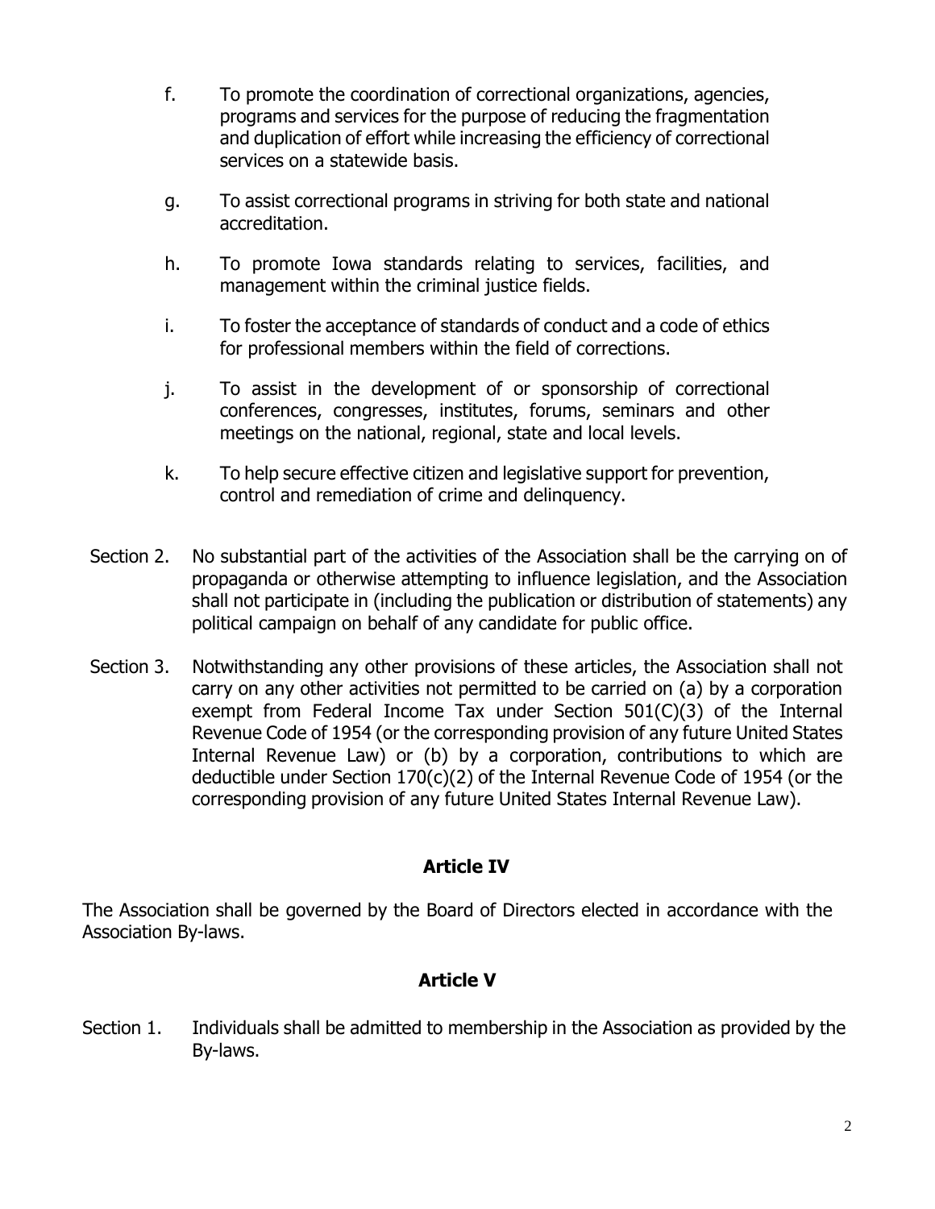f. To promote the coordination of correctional organizations, agencies, programs and services for the purpose of reducing the fragmentation and duplication of effort while increasing the efficiency of correctional services on a statewide basis.

g. To assist correctional programs in striving for both state and national accreditation.

h. To promote Iowa standards relating to services, facilities, and management within the criminal justice fields.

i. To foster the acceptance of standards of conduct and a code of ethics for professional members within the field of corrections.

j. To assist in the development of or sponsorship of correctional conferences, congresses, institutes, forums, seminars and other meetings on the national, regional, state and local levels.

k. To help secure effective citizen and legislative support for prevention, control and remediation of crime and delinquency.

Section 2. No substantial part of the activities of the Association shall be the carrying on of propaganda or otherwise attempting to influence legislation, and the Association shall not participate in (including the publication or distribution of statements) any political campaign on behalf of any candidate for public office.

Section 3. Notwithstanding any other provisions of these articles, the Association shall not carry on any other activities not permitted to be carried on (a) by a corporation exempt from Federal Income Tax under Section 501(C)(3) of the Internal Revenue Code of 1954 (or the corresponding provision of any future United States Internal Revenue Law) or (b) by a corporation, contributions to which are deductible under Section 170(c)(2) of the Internal Revenue Code of 1954 (or the corresponding provision of any future United States Internal Revenue Law).

## Article IV

The Association shall be governed by the Board of Directors elected in accordance with the Association By-laws.

## Article V

Section 1. Individuals shall be admitted to membership in the Association as provided by the By-laws.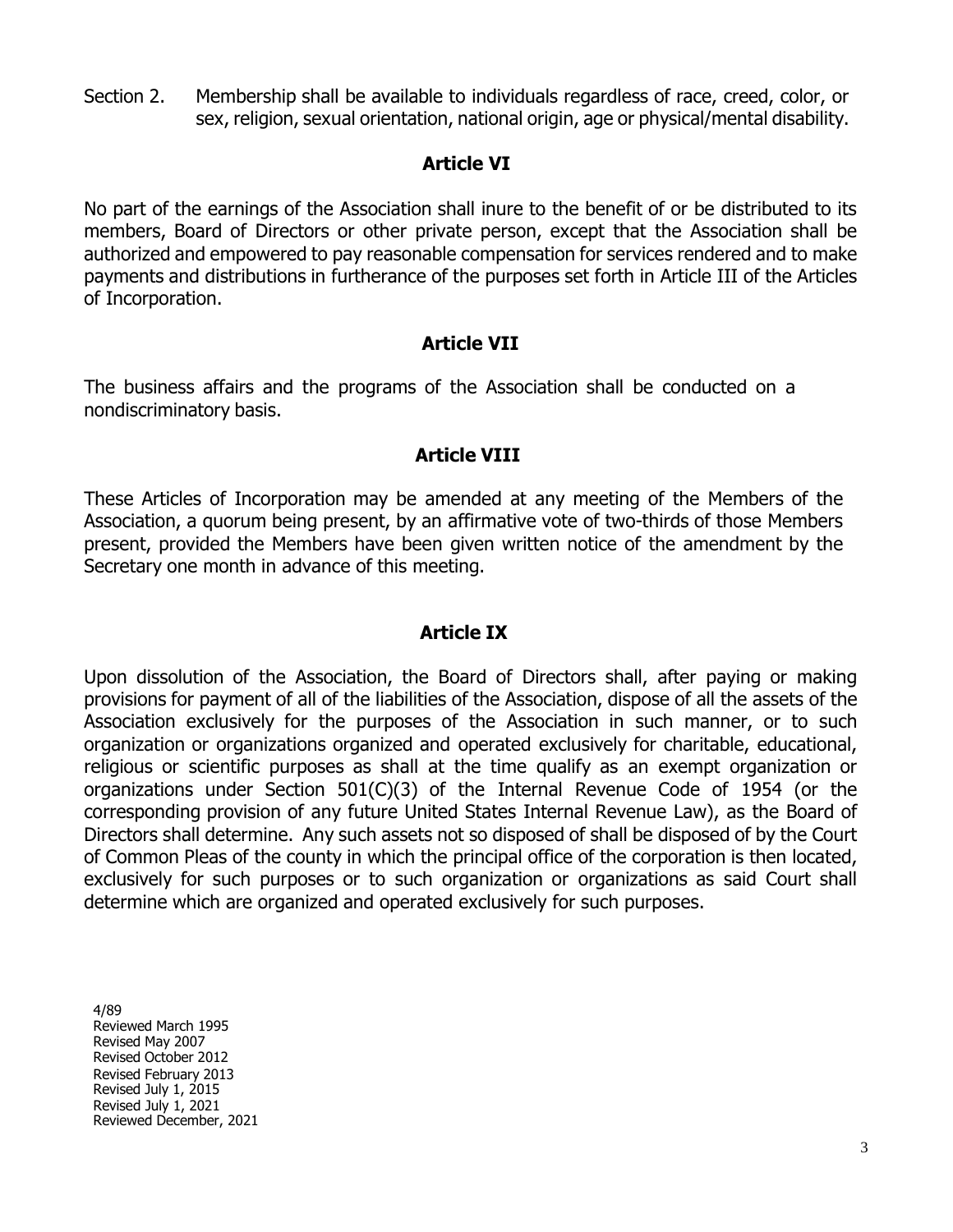Section 2. Membership shall be available to individuals regardless of race, creed, color, or sex, religion, sexual orientation, national origin, age or physical/mental disability.

## Article VI

No part of the earnings of the Association shall inure to the benefit of or be distributed to its members, Board of Directors or other private person, except that the Association shall be authorized and empowered to pay reasonable compensation for services rendered and to make payments and distributions in furtherance of the purposes set forth in Article III of the Articles of Incorporation.

## Article VII

The business affairs and the programs of the Association shall be conducted on a nondiscriminatory basis.

## Article VIII

These Articles of Incorporation may be amended at any meeting of the Members of the Association, a quorum being present, by an affirmative vote of two-thirds of those Members present, provided the Members have been given written notice of the amendment by the Secretary one month in advance of this meeting.

## Article IX

Upon dissolution of the Association, the Board of Directors shall, after paying or making provisions for payment of all of the liabilities of the Association, dispose of all the assets of the Association exclusively for the purposes of the Association in such manner, or to such organization or organizations organized and operated exclusively for charitable, educational, religious or scientific purposes as shall at the time qualify as an exempt organization or organizations under Section 501(C)(3) of the Internal Revenue Code of 1954 (or the corresponding provision of any future United States Internal Revenue Law), as the Board of Directors shall determine. Any such assets not so disposed of shall be disposed of by the Court of Common Pleas of the county in which the principal office of the corporation is then located, exclusively for such purposes or to such organization or organizations as said Court shall determine which are organized and operated exclusively for such purposes.

4/89
Reviewed March 1995
Revised May 2007
Revised October 2012
Revised February 2013
Revised July 1, 2015
Revised July 1, 2021
Reviewed December, 2021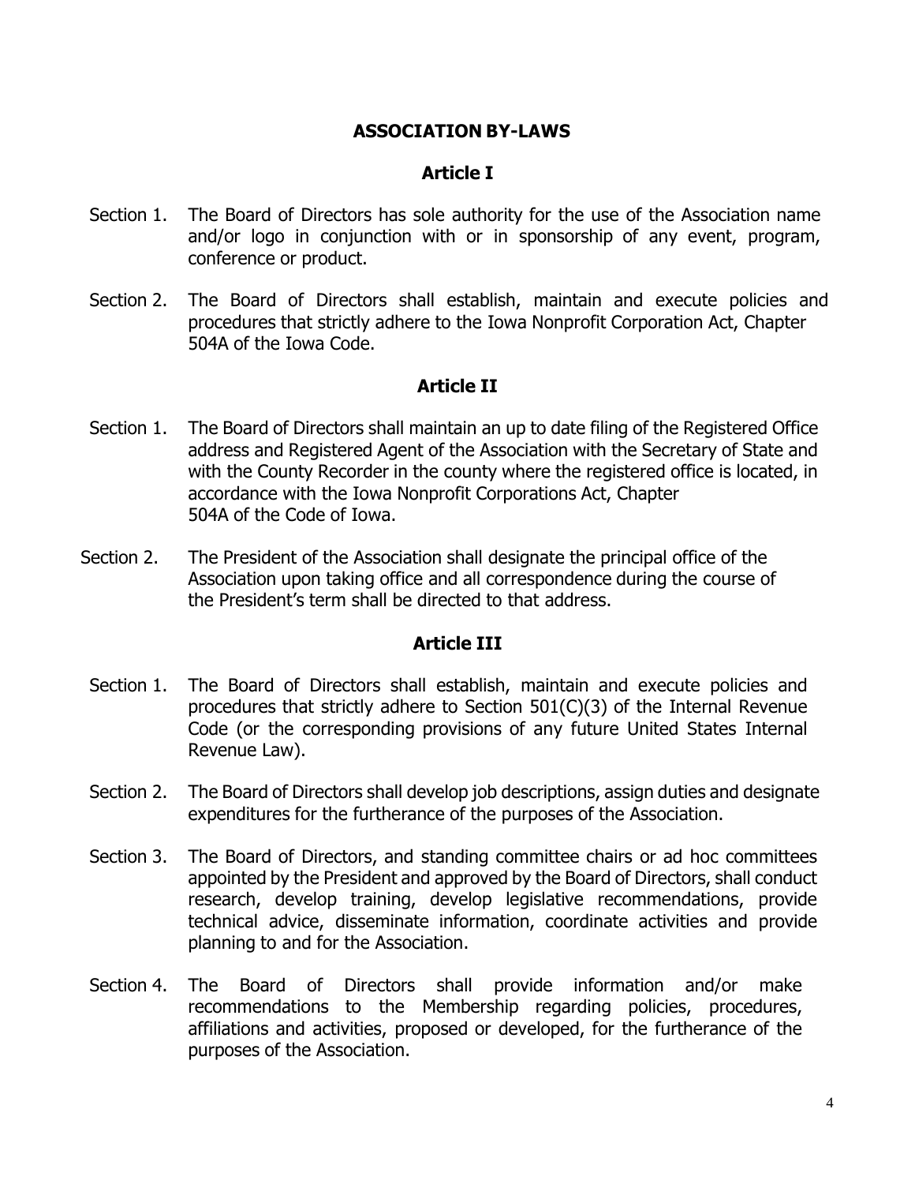## ASSOCIATION BY-LAWS

### Article I

Section 1. The Board of Directors has sole authority for the use of the Association name and/or logo in conjunction with or in sponsorship of any event, program, conference or product.

Section 2. The Board of Directors shall establish, maintain and execute policies and procedures that strictly adhere to the Iowa Nonprofit Corporation Act, Chapter 504A of the Iowa Code.

### Article II

Section 1. The Board of Directors shall maintain an up to date filing of the Registered Office address and Registered Agent of the Association with the Secretary of State and with the County Recorder in the county where the registered office is located, in accordance with the Iowa Nonprofit Corporations Act, Chapter 504A of the Code of Iowa.

Section 2. The President of the Association shall designate the principal office of the Association upon taking office and all correspondence during the course of the President's term shall be directed to that address.

### Article III

Section 1. The Board of Directors shall establish, maintain and execute policies and procedures that strictly adhere to Section 501(C)(3) of the Internal Revenue Code (or the corresponding provisions of any future United States Internal Revenue Law).

Section 2. The Board of Directors shall develop job descriptions, assign duties and designate expenditures for the furtherance of the purposes of the Association.

Section 3. The Board of Directors, and standing committee chairs or ad hoc committees appointed by the President and approved by the Board of Directors, shall conduct research, develop training, develop legislative recommendations, provide technical advice, disseminate information, coordinate activities and provide planning to and for the Association.

Section 4. The Board of Directors shall provide information and/or make recommendations to the Membership regarding policies, procedures, affiliations and activities, proposed or developed, for the furtherance of the purposes of the Association.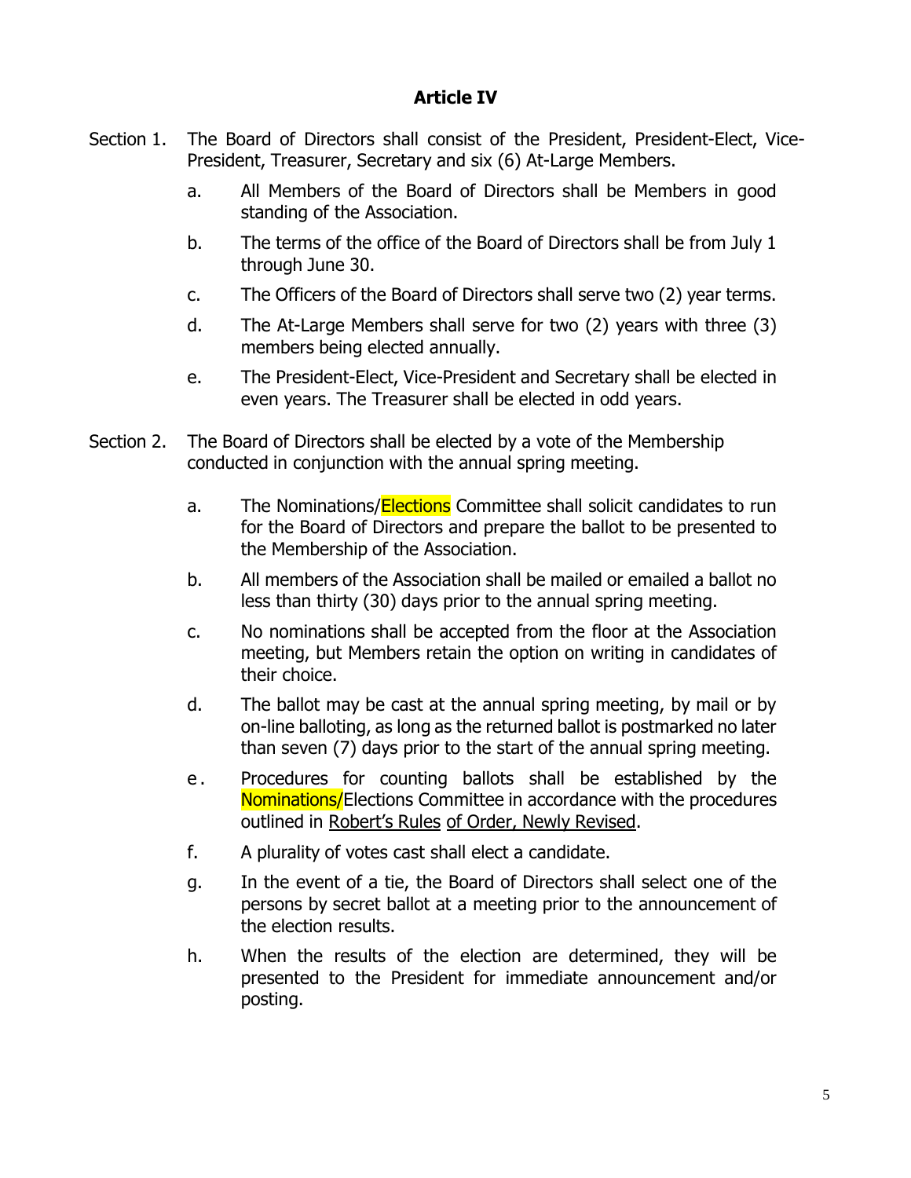## Article IV

Section 1. The Board of Directors shall consist of the President, President-Elect, Vice-President, Treasurer, Secretary and six (6) At-Large Members.

a. All Members of the Board of Directors shall be Members in good standing of the Association.

b. The terms of the office of the Board of Directors shall be from July 1 through June 30.

c. The Officers of the Board of Directors shall serve two (2) year terms.

d. The At-Large Members shall serve for two (2) years with three (3) members being elected annually.

e. The President-Elect, Vice-President and Secretary shall be elected in even years. The Treasurer shall be elected in odd years.

Section 2. The Board of Directors shall be elected by a vote of the Membership conducted in conjunction with the annual spring meeting.

a. The Nominations/Elections Committee shall solicit candidates to run for the Board of Directors and prepare the ballot to be presented to the Membership of the Association.

b. All members of the Association shall be mailed or emailed a ballot no less than thirty (30) days prior to the annual spring meeting.

c. No nominations shall be accepted from the floor at the Association meeting, but Members retain the option on writing in candidates of their choice.

d. The ballot may be cast at the annual spring meeting, by mail or by on-line balloting, as long as the returned ballot is postmarked no later than seven (7) days prior to the start of the annual spring meeting.

e. Procedures for counting ballots shall be established by the Nominations/Elections Committee in accordance with the procedures outlined in Robert's Rules of Order, Newly Revised.

f. A plurality of votes cast shall elect a candidate.

g. In the event of a tie, the Board of Directors shall select one of the persons by secret ballot at a meeting prior to the announcement of the election results.

h. When the results of the election are determined, they will be presented to the President for immediate announcement and/or posting.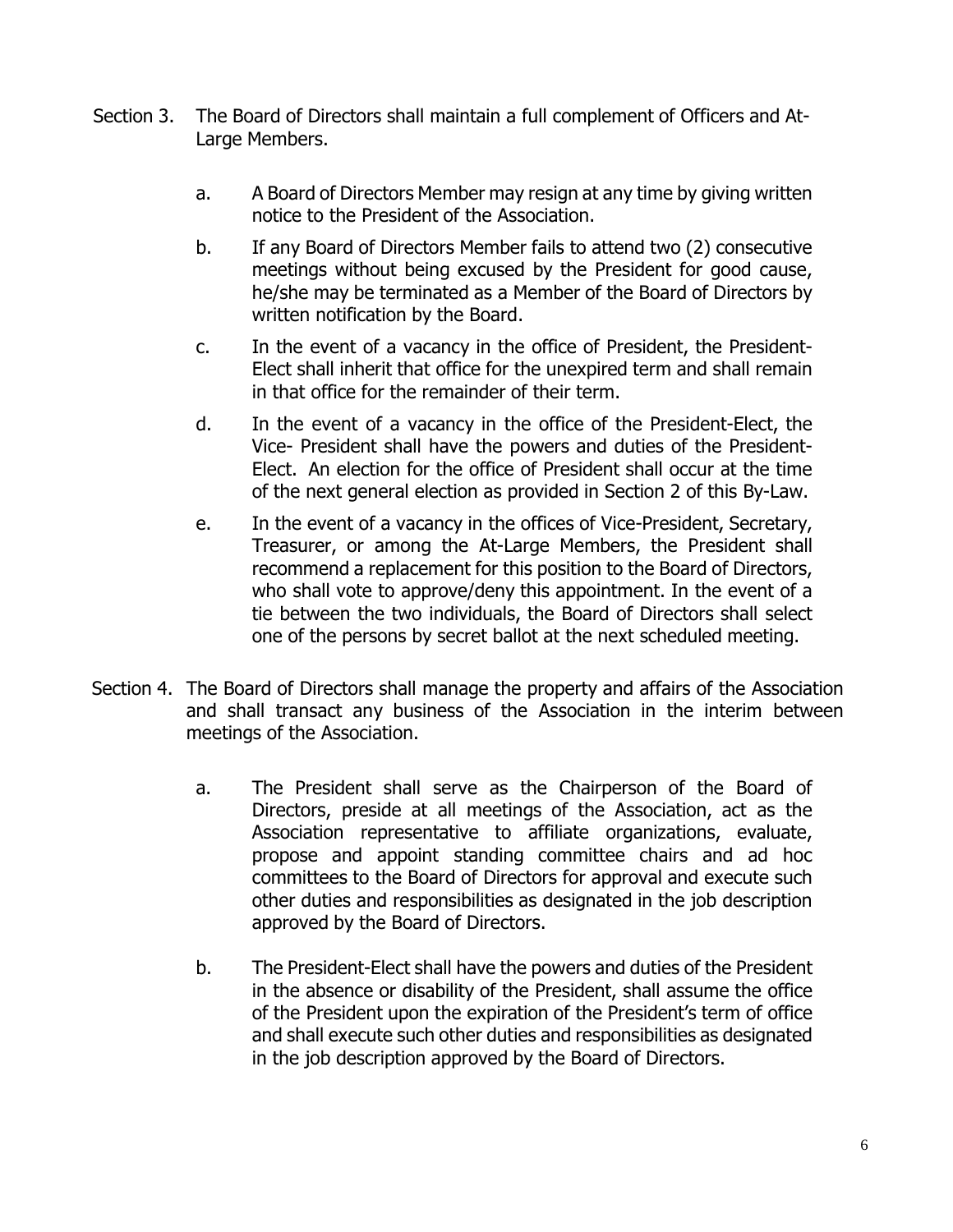Section 3. The Board of Directors shall maintain a full complement of Officers and At-Large Members.

a. A Board of Directors Member may resign at any time by giving written notice to the President of the Association.

b. If any Board of Directors Member fails to attend two (2) consecutive meetings without being excused by the President for good cause, he/she may be terminated as a Member of the Board of Directors by written notification by the Board.

c. In the event of a vacancy in the office of President, the President-Elect shall inherit that office for the unexpired term and shall remain in that office for the remainder of their term.

d. In the event of a vacancy in the office of the President-Elect, the Vice- President shall have the powers and duties of the President-Elect. An election for the office of President shall occur at the time of the next general election as provided in Section 2 of this By-Law.

e. In the event of a vacancy in the offices of Vice-President, Secretary, Treasurer, or among the At-Large Members, the President shall recommend a replacement for this position to the Board of Directors, who shall vote to approve/deny this appointment. In the event of a tie between the two individuals, the Board of Directors shall select one of the persons by secret ballot at the next scheduled meeting.

Section 4. The Board of Directors shall manage the property and affairs of the Association and shall transact any business of the Association in the interim between meetings of the Association.

a. The President shall serve as the Chairperson of the Board of Directors, preside at all meetings of the Association, act as the Association representative to affiliate organizations, evaluate, propose and appoint standing committee chairs and ad hoc committees to the Board of Directors for approval and execute such other duties and responsibilities as designated in the job description approved by the Board of Directors.

b. The President-Elect shall have the powers and duties of the President in the absence or disability of the President, shall assume the office of the President upon the expiration of the President's term of office and shall execute such other duties and responsibilities as designated in the job description approved by the Board of Directors.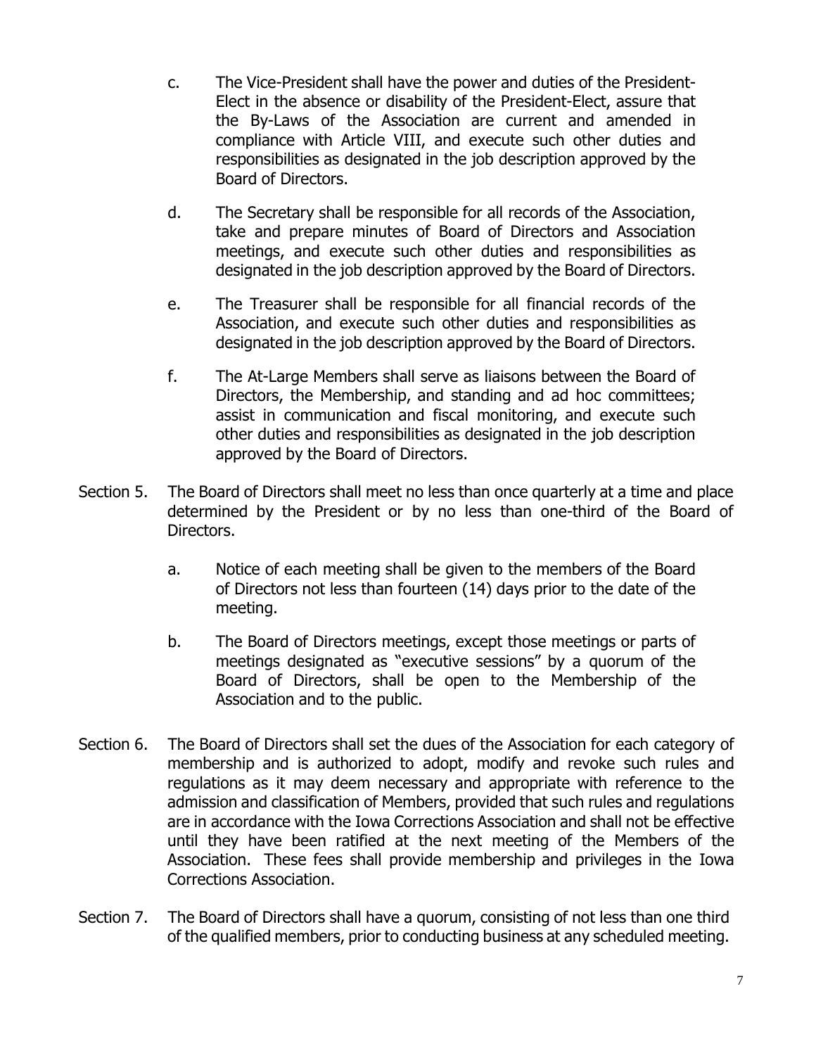c. The Vice-President shall have the power and duties of the President-Elect in the absence or disability of the President-Elect, assure that the By-Laws of the Association are current and amended in compliance with Article VIII, and execute such other duties and responsibilities as designated in the job description approved by the Board of Directors.

d. The Secretary shall be responsible for all records of the Association, take and prepare minutes of Board of Directors and Association meetings, and execute such other duties and responsibilities as designated in the job description approved by the Board of Directors.

e. The Treasurer shall be responsible for all financial records of the Association, and execute such other duties and responsibilities as designated in the job description approved by the Board of Directors.

f. The At-Large Members shall serve as liaisons between the Board of Directors, the Membership, and standing and ad hoc committees; assist in communication and fiscal monitoring, and execute such other duties and responsibilities as designated in the job description approved by the Board of Directors.

Section 5. The Board of Directors shall meet no less than once quarterly at a time and place determined by the President or by no less than one-third of the Board of Directors.

a. Notice of each meeting shall be given to the members of the Board of Directors not less than fourteen (14) days prior to the date of the meeting.

b. The Board of Directors meetings, except those meetings or parts of meetings designated as "executive sessions" by a quorum of the Board of Directors, shall be open to the Membership of the Association and to the public.

Section 6. The Board of Directors shall set the dues of the Association for each category of membership and is authorized to adopt, modify and revoke such rules and regulations as it may deem necessary and appropriate with reference to the admission and classification of Members, provided that such rules and regulations are in accordance with the Iowa Corrections Association and shall not be effective until they have been ratified at the next meeting of the Members of the Association. These fees shall provide membership and privileges in the Iowa Corrections Association.

Section 7. The Board of Directors shall have a quorum, consisting of not less than one third of the qualified members, prior to conducting business at any scheduled meeting.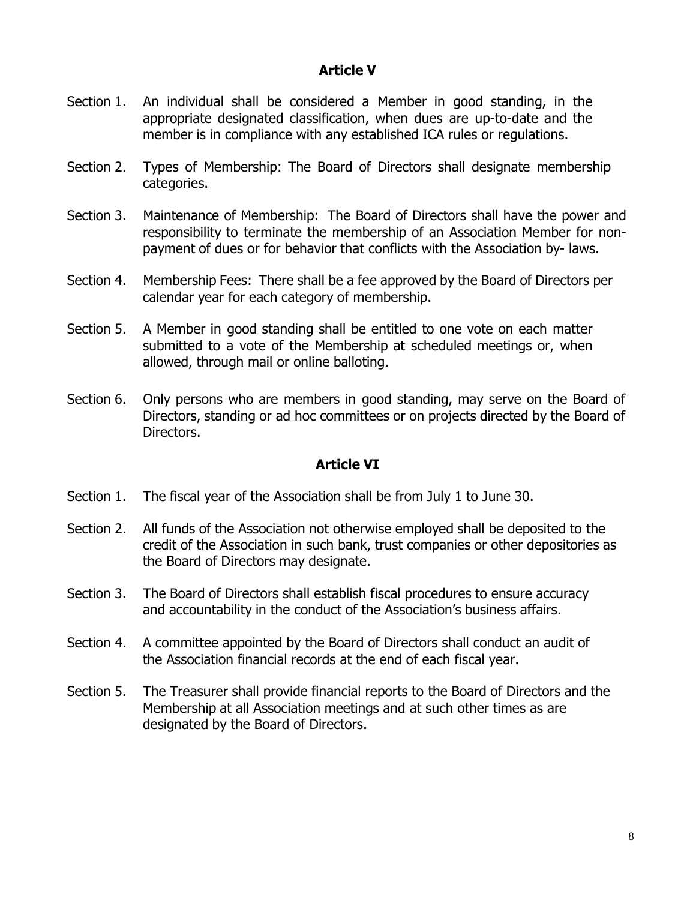## Article V

Section 1. An individual shall be considered a Member in good standing, in the appropriate designated classification, when dues are up-to-date and the member is in compliance with any established ICA rules or regulations.

Section 2. Types of Membership: The Board of Directors shall designate membership categories.

Section 3. Maintenance of Membership: The Board of Directors shall have the power and responsibility to terminate the membership of an Association Member for non-payment of dues or for behavior that conflicts with the Association by- laws.

Section 4. Membership Fees: There shall be a fee approved by the Board of Directors per calendar year for each category of membership.

Section 5. A Member in good standing shall be entitled to one vote on each matter submitted to a vote of the Membership at scheduled meetings or, when allowed, through mail or online balloting.

Section 6. Only persons who are members in good standing, may serve on the Board of Directors, standing or ad hoc committees or on projects directed by the Board of Directors.

## Article VI

Section 1. The fiscal year of the Association shall be from July 1 to June 30.

Section 2. All funds of the Association not otherwise employed shall be deposited to the credit of the Association in such bank, trust companies or other depositories as the Board of Directors may designate.

Section 3. The Board of Directors shall establish fiscal procedures to ensure accuracy and accountability in the conduct of the Association's business affairs.

Section 4. A committee appointed by the Board of Directors shall conduct an audit of the Association financial records at the end of each fiscal year.

Section 5. The Treasurer shall provide financial reports to the Board of Directors and the Membership at all Association meetings and at such other times as are designated by the Board of Directors.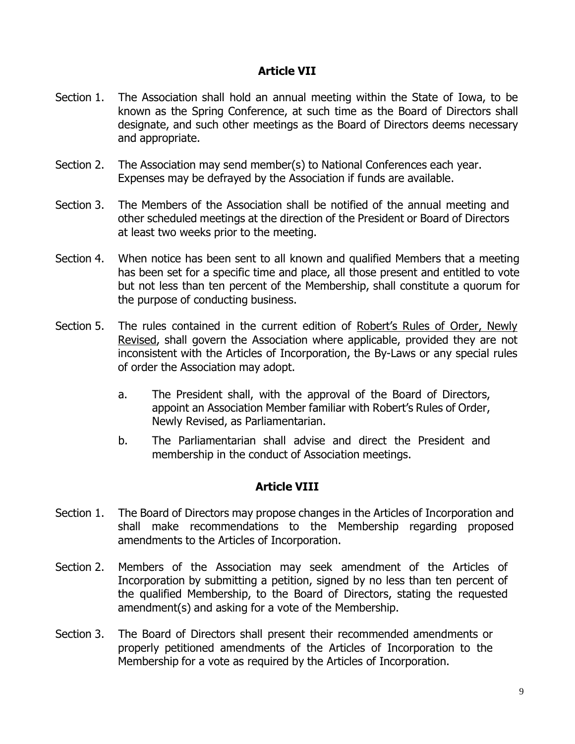## Article VII

Section 1. The Association shall hold an annual meeting within the State of Iowa, to be known as the Spring Conference, at such time as the Board of Directors shall designate, and such other meetings as the Board of Directors deems necessary and appropriate.

Section 2. The Association may send member(s) to National Conferences each year. Expenses may be defrayed by the Association if funds are available.

Section 3. The Members of the Association shall be notified of the annual meeting and other scheduled meetings at the direction of the President or Board of Directors at least two weeks prior to the meeting.

Section 4. When notice has been sent to all known and qualified Members that a meeting has been set for a specific time and place, all those present and entitled to vote but not less than ten percent of the Membership, shall constitute a quorum for the purpose of conducting business.

Section 5. The rules contained in the current edition of Robert's Rules of Order, Newly Revised, shall govern the Association where applicable, provided they are not inconsistent with the Articles of Incorporation, the By-Laws or any special rules of order the Association may adopt.

a. The President shall, with the approval of the Board of Directors, appoint an Association Member familiar with Robert's Rules of Order, Newly Revised, as Parliamentarian.

b. The Parliamentarian shall advise and direct the President and membership in the conduct of Association meetings.

## Article VIII

Section 1. The Board of Directors may propose changes in the Articles of Incorporation and shall make recommendations to the Membership regarding proposed amendments to the Articles of Incorporation.

Section 2. Members of the Association may seek amendment of the Articles of Incorporation by submitting a petition, signed by no less than ten percent of the qualified Membership, to the Board of Directors, stating the requested amendment(s) and asking for a vote of the Membership.

Section 3. The Board of Directors shall present their recommended amendments or properly petitioned amendments of the Articles of Incorporation to the Membership for a vote as required by the Articles of Incorporation.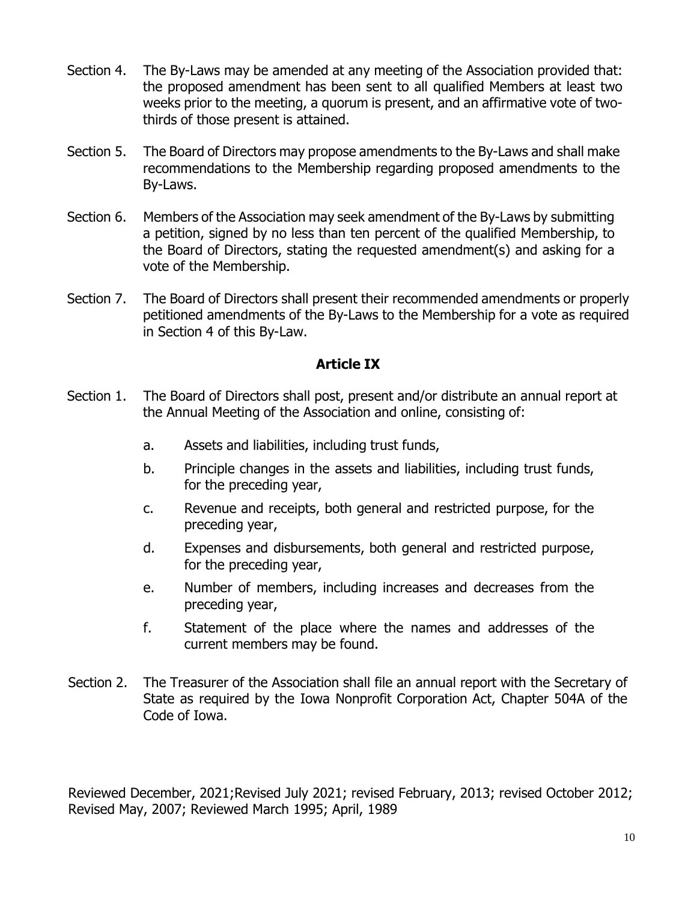Section 4. The By-Laws may be amended at any meeting of the Association provided that: the proposed amendment has been sent to all qualified Members at least two weeks prior to the meeting, a quorum is present, and an affirmative vote of two-thirds of those present is attained.

Section 5. The Board of Directors may propose amendments to the By-Laws and shall make recommendations to the Membership regarding proposed amendments to the By-Laws.

Section 6. Members of the Association may seek amendment of the By-Laws by submitting a petition, signed by no less than ten percent of the qualified Membership, to the Board of Directors, stating the requested amendment(s) and asking for a vote of the Membership.

Section 7. The Board of Directors shall present their recommended amendments or properly petitioned amendments of the By-Laws to the Membership for a vote as required in Section 4 of this By-Law.

## Article IX

Section 1. The Board of Directors shall post, present and/or distribute an annual report at the Annual Meeting of the Association and online, consisting of:

- a. Assets and liabilities, including trust funds,
- b. Principle changes in the assets and liabilities, including trust funds, for the preceding year,
- c. Revenue and receipts, both general and restricted purpose, for the preceding year,
- d. Expenses and disbursements, both general and restricted purpose, for the preceding year,
- e. Number of members, including increases and decreases from the preceding year,
- f. Statement of the place where the names and addresses of the current members may be found.

Section 2. The Treasurer of the Association shall file an annual report with the Secretary of State as required by the Iowa Nonprofit Corporation Act, Chapter 504A of the Code of Iowa.

Reviewed December, 2021;Revised July 2021; revised February, 2013; revised October 2012; Revised May, 2007; Reviewed March 1995; April, 1989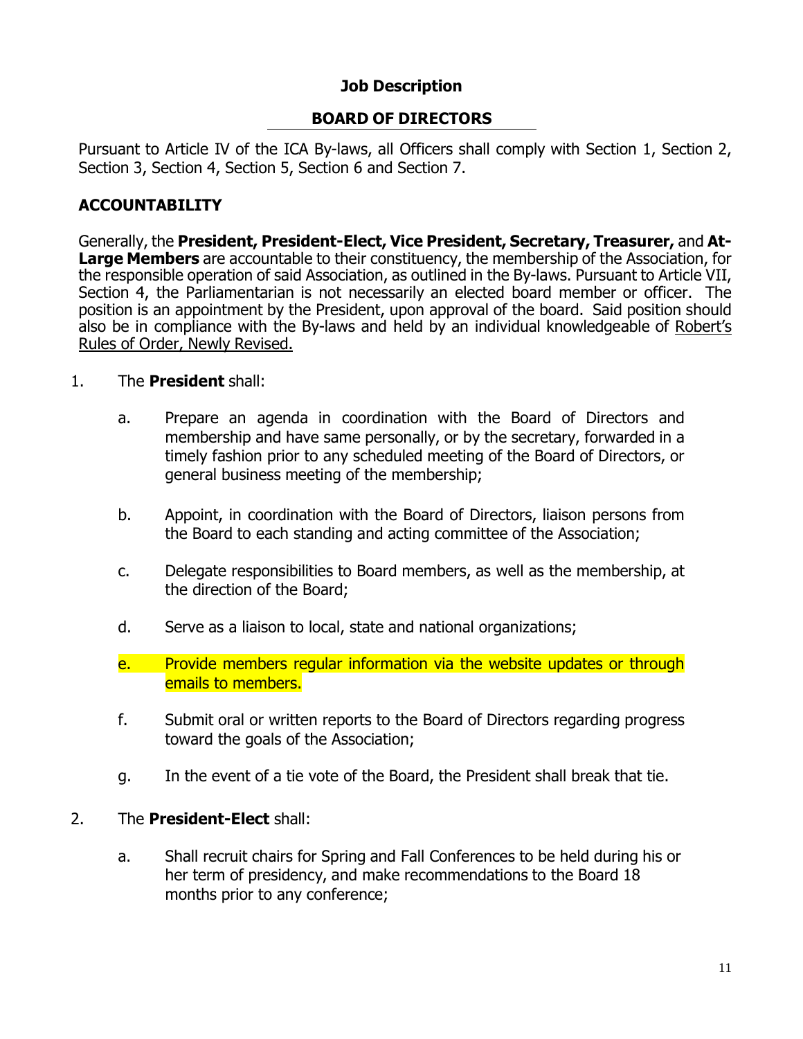**Job Description**

**BOARD OF DIRECTORS**

Pursuant to Article IV of the ICA By-laws, all Officers shall comply with Section 1, Section 2, Section 3, Section 4, Section 5, Section 6 and Section 7.

## ACCOUNTABILITY

Generally, the **President, President-Elect, Vice President, Secretary, Treasurer,** and **At-Large Members** are accountable to their constituency, the membership of the Association, for the responsible operation of said Association, as outlined in the By-laws. Pursuant to Article VII, Section 4, the Parliamentarian is not necessarily an elected board member or officer. The position is an appointment by the President, upon approval of the board. Said position should also be in compliance with the By-laws and held by an individual knowledgeable of Robert's Rules of Order, Newly Revised.

1. The **President** shall:

   a. Prepare an agenda in coordination with the Board of Directors and membership and have same personally, or by the secretary, forwarded in a timely fashion prior to any scheduled meeting of the Board of Directors, or general business meeting of the membership;

   b. Appoint, in coordination with the Board of Directors, liaison persons from the Board to each standing and acting committee of the Association;

   c. Delegate responsibilities to Board members, as well as the membership, at the direction of the Board;

   d. Serve as a liaison to local, state and national organizations;

   e. Provide members regular information via the website updates or through emails to members.

   f. Submit oral or written reports to the Board of Directors regarding progress toward the goals of the Association;

   g. In the event of a tie vote of the Board, the President shall break that tie.

2. The **President-Elect** shall:

   a. Shall recruit chairs for Spring and Fall Conferences to be held during his or her term of presidency, and make recommendations to the Board 18 months prior to any conference;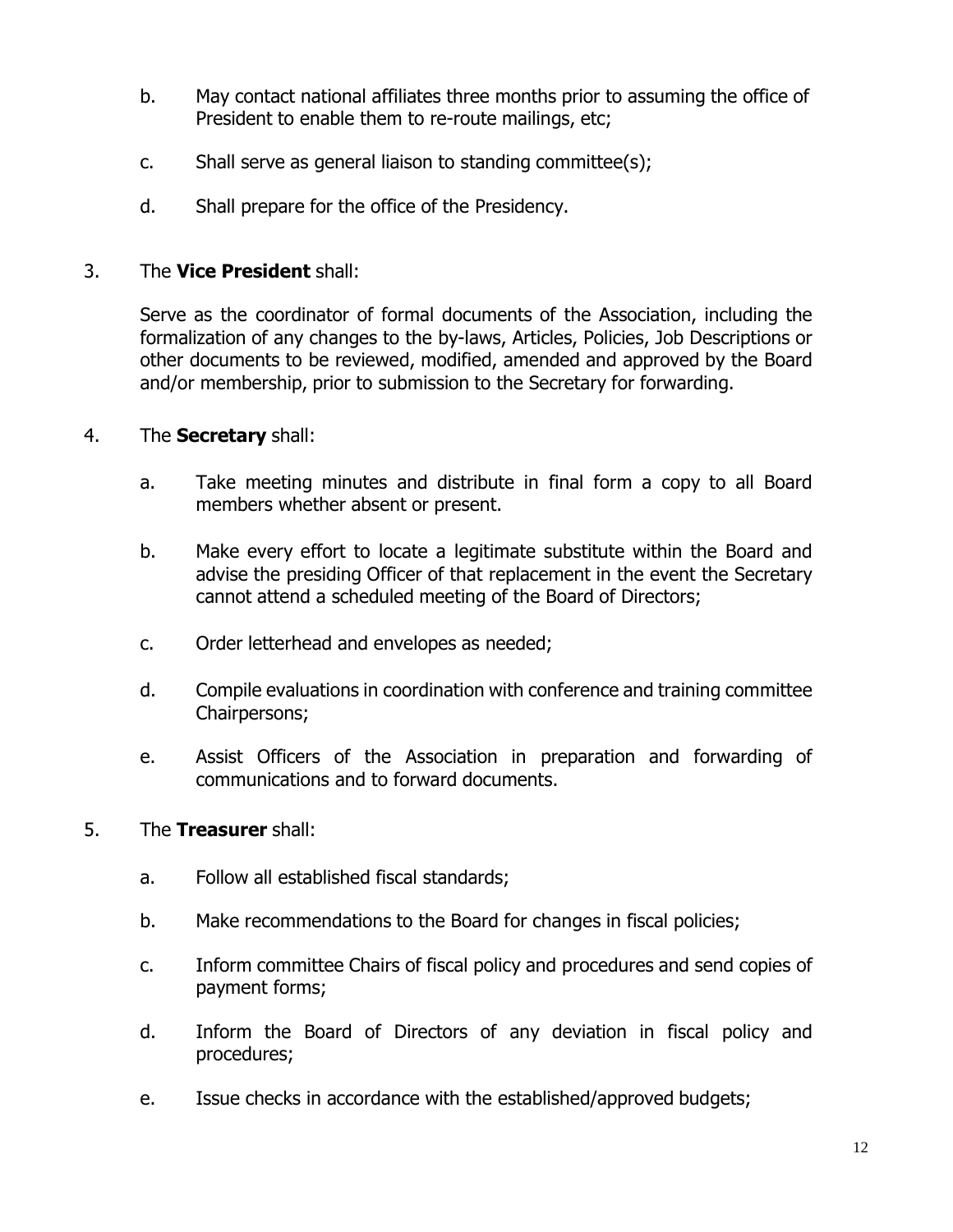b. May contact national affiliates three months prior to assuming the office of President to enable them to re-route mailings, etc;

c. Shall serve as general liaison to standing committee(s);

d. Shall prepare for the office of the Presidency.

3. The **Vice President** shall:

   Serve as the coordinator of formal documents of the Association, including the formalization of any changes to the by-laws, Articles, Policies, Job Descriptions or other documents to be reviewed, modified, amended and approved by the Board and/or membership, prior to submission to the Secretary for forwarding.

4. The **Secretary** shall:

   a. Take meeting minutes and distribute in final form a copy to all Board members whether absent or present.

   b. Make every effort to locate a legitimate substitute within the Board and advise the presiding Officer of that replacement in the event the Secretary cannot attend a scheduled meeting of the Board of Directors;

   c. Order letterhead and envelopes as needed;

   d. Compile evaluations in coordination with conference and training committee Chairpersons;

   e. Assist Officers of the Association in preparation and forwarding of communications and to forward documents.

5. The **Treasurer** shall:

   a. Follow all established fiscal standards;

   b. Make recommendations to the Board for changes in fiscal policies;

   c. Inform committee Chairs of fiscal policy and procedures and send copies of payment forms;

   d. Inform the Board of Directors of any deviation in fiscal policy and procedures;

   e. Issue checks in accordance with the established/approved budgets;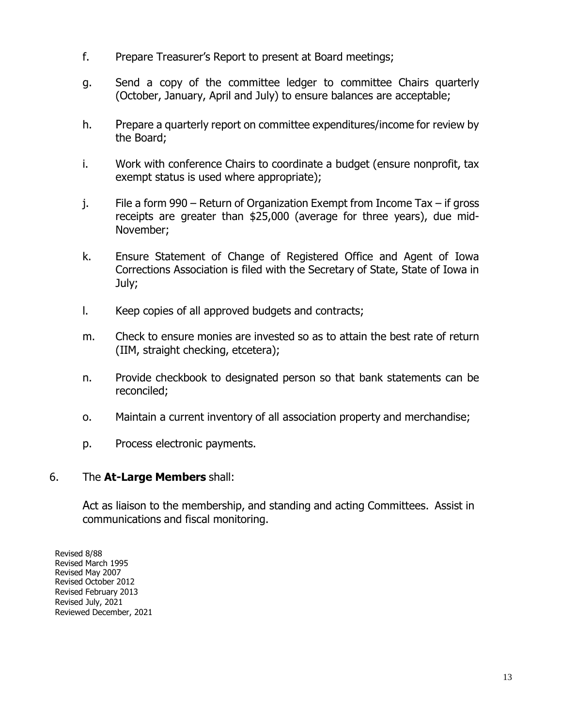f. Prepare Treasurer's Report to present at Board meetings;

g. Send a copy of the committee ledger to committee Chairs quarterly (October, January, April and July) to ensure balances are acceptable;

h. Prepare a quarterly report on committee expenditures/income for review by the Board;

i. Work with conference Chairs to coordinate a budget (ensure nonprofit, tax exempt status is used where appropriate);

j. File a form 990 – Return of Organization Exempt from Income Tax – if gross receipts are greater than $25,000 (average for three years), due mid-November;

k. Ensure Statement of Change of Registered Office and Agent of Iowa Corrections Association is filed with the Secretary of State, State of Iowa in July;

l. Keep copies of all approved budgets and contracts;

m. Check to ensure monies are invested so as to attain the best rate of return (IIM, straight checking, etcetera);

n. Provide checkbook to designated person so that bank statements can be reconciled;

o. Maintain a current inventory of all association property and merchandise;

p. Process electronic payments.

6. The **At-Large Members** shall:

   Act as liaison to the membership, and standing and acting Committees. Assist in communications and fiscal monitoring.

Revised 8/88
Revised March 1995
Revised May 2007
Revised October 2012
Revised February 2013
Revised July, 2021
Reviewed December, 2021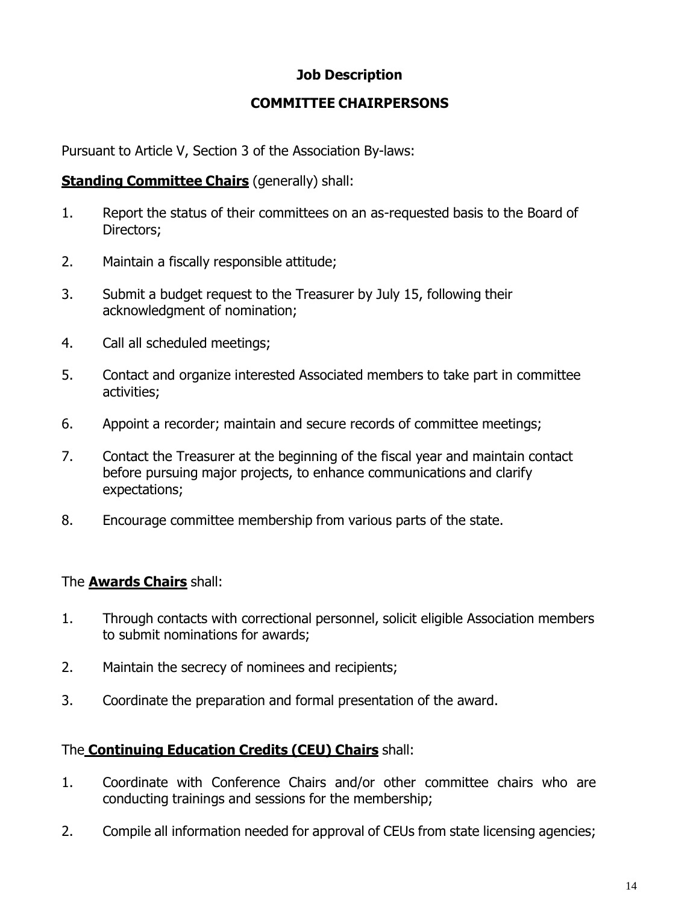# Job Description

## COMMITTEE CHAIRPERSONS

Pursuant to Article V, Section 3 of the Association By-laws:

**Standing Committee Chairs** (generally) shall:

1. Report the status of their committees on an as-requested basis to the Board of Directors;
2. Maintain a fiscally responsible attitude;
3. Submit a budget request to the Treasurer by July 15, following their acknowledgment of nomination;
4. Call all scheduled meetings;
5. Contact and organize interested Associated members to take part in committee activities;
6. Appoint a recorder; maintain and secure records of committee meetings;
7. Contact the Treasurer at the beginning of the fiscal year and maintain contact before pursuing major projects, to enhance communications and clarify expectations;
8. Encourage committee membership from various parts of the state.

The **Awards Chairs** shall:

1. Through contacts with correctional personnel, solicit eligible Association members to submit nominations for awards;
2. Maintain the secrecy of nominees and recipients;
3. Coordinate the preparation and formal presentation of the award.

The **Continuing Education Credits (CEU) Chairs** shall:

1. Coordinate with Conference Chairs and/or other committee chairs who are conducting trainings and sessions for the membership;
2. Compile all information needed for approval of CEUs from state licensing agencies;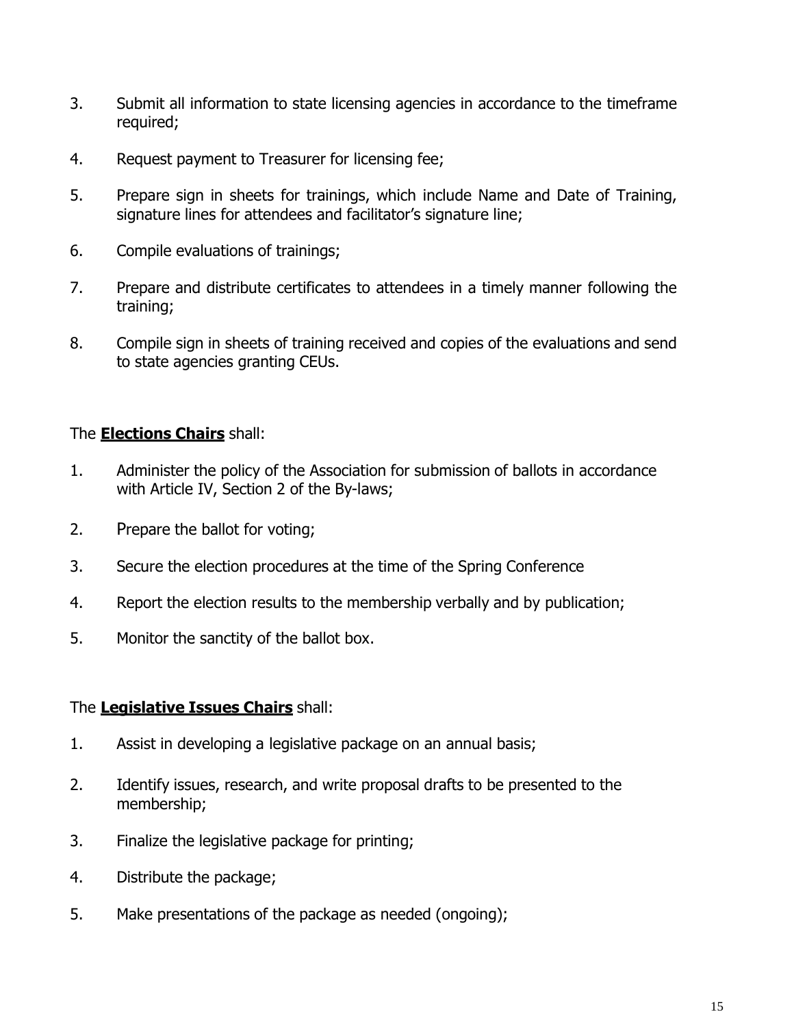3. Submit all information to state licensing agencies in accordance to the timeframe required;

4. Request payment to Treasurer for licensing fee;

5. Prepare sign in sheets for trainings, which include Name and Date of Training, signature lines for attendees and facilitator's signature line;

6. Compile evaluations of trainings;

7. Prepare and distribute certificates to attendees in a timely manner following the training;

8. Compile sign in sheets of training received and copies of the evaluations and send to state agencies granting CEUs.

The **Elections Chairs** shall:

1. Administer the policy of the Association for submission of ballots in accordance with Article IV, Section 2 of the By-laws;

2. Prepare the ballot for voting;

3. Secure the election procedures at the time of the Spring Conference

4. Report the election results to the membership verbally and by publication;

5. Monitor the sanctity of the ballot box.

The **Legislative Issues Chairs** shall:

1. Assist in developing a legislative package on an annual basis;

2. Identify issues, research, and write proposal drafts to be presented to the membership;

3. Finalize the legislative package for printing;

4. Distribute the package;

5. Make presentations of the package as needed (ongoing);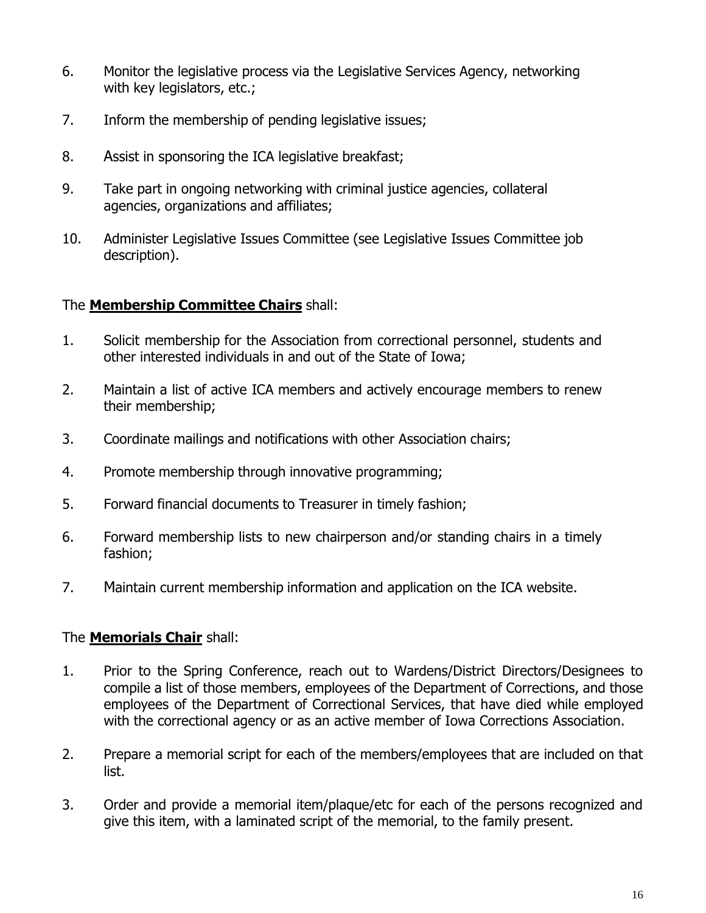6. Monitor the legislative process via the Legislative Services Agency, networking with key legislators, etc.;

7. Inform the membership of pending legislative issues;

8. Assist in sponsoring the ICA legislative breakfast;

9. Take part in ongoing networking with criminal justice agencies, collateral agencies, organizations and affiliates;

10. Administer Legislative Issues Committee (see Legislative Issues Committee job description).

The **Membership Committee Chairs** shall:

1. Solicit membership for the Association from correctional personnel, students and other interested individuals in and out of the State of Iowa;

2. Maintain a list of active ICA members and actively encourage members to renew their membership;

3. Coordinate mailings and notifications with other Association chairs;

4. Promote membership through innovative programming;

5. Forward financial documents to Treasurer in timely fashion;

6. Forward membership lists to new chairperson and/or standing chairs in a timely fashion;

7. Maintain current membership information and application on the ICA website.

The **Memorials Chair** shall:

1. Prior to the Spring Conference, reach out to Wardens/District Directors/Designees to compile a list of those members, employees of the Department of Corrections, and those employees of the Department of Correctional Services, that have died while employed with the correctional agency or as an active member of Iowa Corrections Association.

2. Prepare a memorial script for each of the members/employees that are included on that list.

3. Order and provide a memorial item/plaque/etc for each of the persons recognized and give this item, with a laminated script of the memorial, to the family present.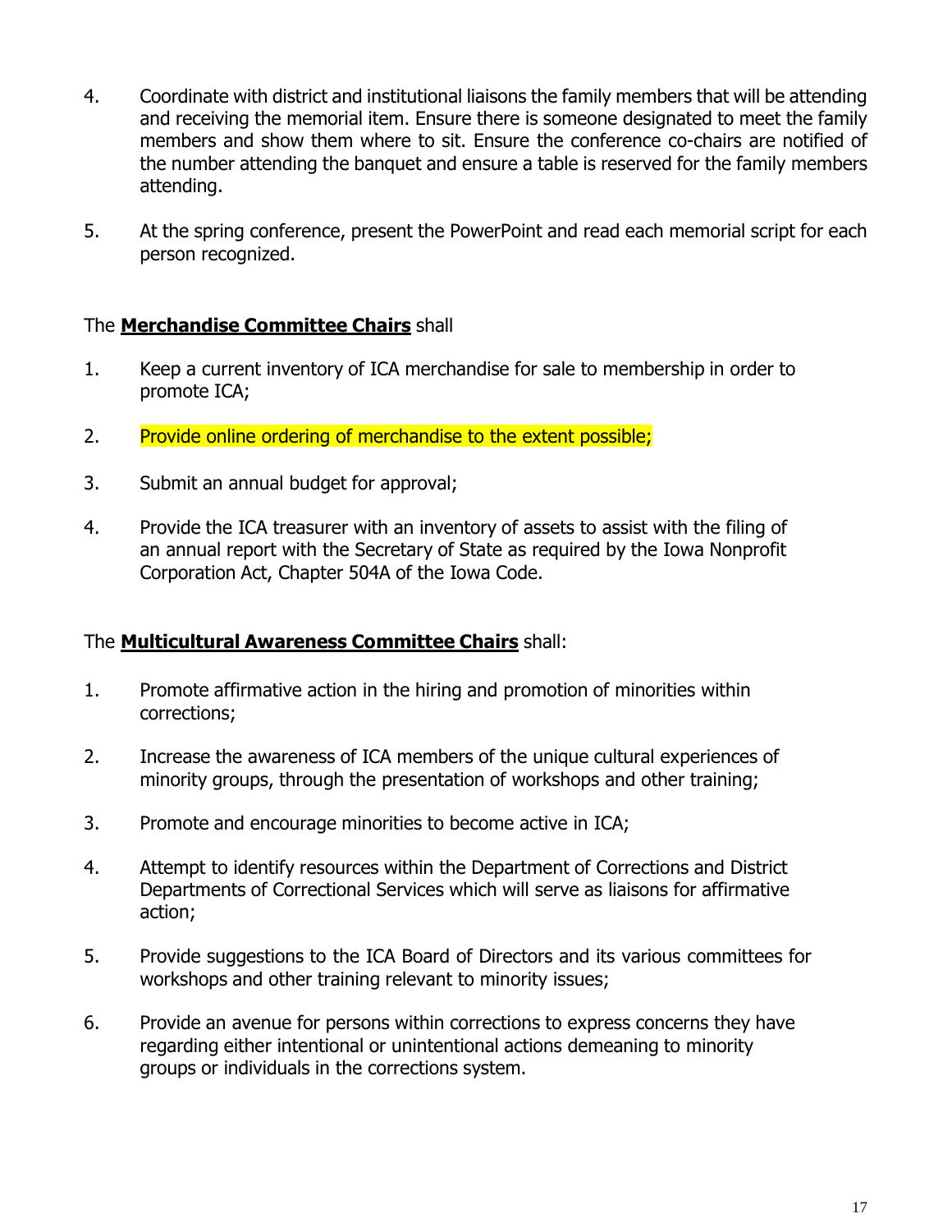4. Coordinate with district and institutional liaisons the family members that will be attending and receiving the memorial item. Ensure there is someone designated to meet the family members and show them where to sit. Ensure the conference co-chairs are notified of the number attending the banquet and ensure a table is reserved for the family members attending.

5. At the spring conference, present the PowerPoint and read each memorial script for each person recognized.

The **Merchandise Committee Chairs** shall

1. Keep a current inventory of ICA merchandise for sale to membership in order to promote ICA;

2. Provide online ordering of merchandise to the extent possible;

3. Submit an annual budget for approval;

4. Provide the ICA treasurer with an inventory of assets to assist with the filing of an annual report with the Secretary of State as required by the Iowa Nonprofit Corporation Act, Chapter 504A of the Iowa Code.

The **Multicultural Awareness Committee Chairs** shall:

1. Promote affirmative action in the hiring and promotion of minorities within corrections;

2. Increase the awareness of ICA members of the unique cultural experiences of minority groups, through the presentation of workshops and other training;

3. Promote and encourage minorities to become active in ICA;

4. Attempt to identify resources within the Department of Corrections and District Departments of Correctional Services which will serve as liaisons for affirmative action;

5. Provide suggestions to the ICA Board of Directors and its various committees for workshops and other training relevant to minority issues;

6. Provide an avenue for persons within corrections to express concerns they have regarding either intentional or unintentional actions demeaning to minority groups or individuals in the corrections system.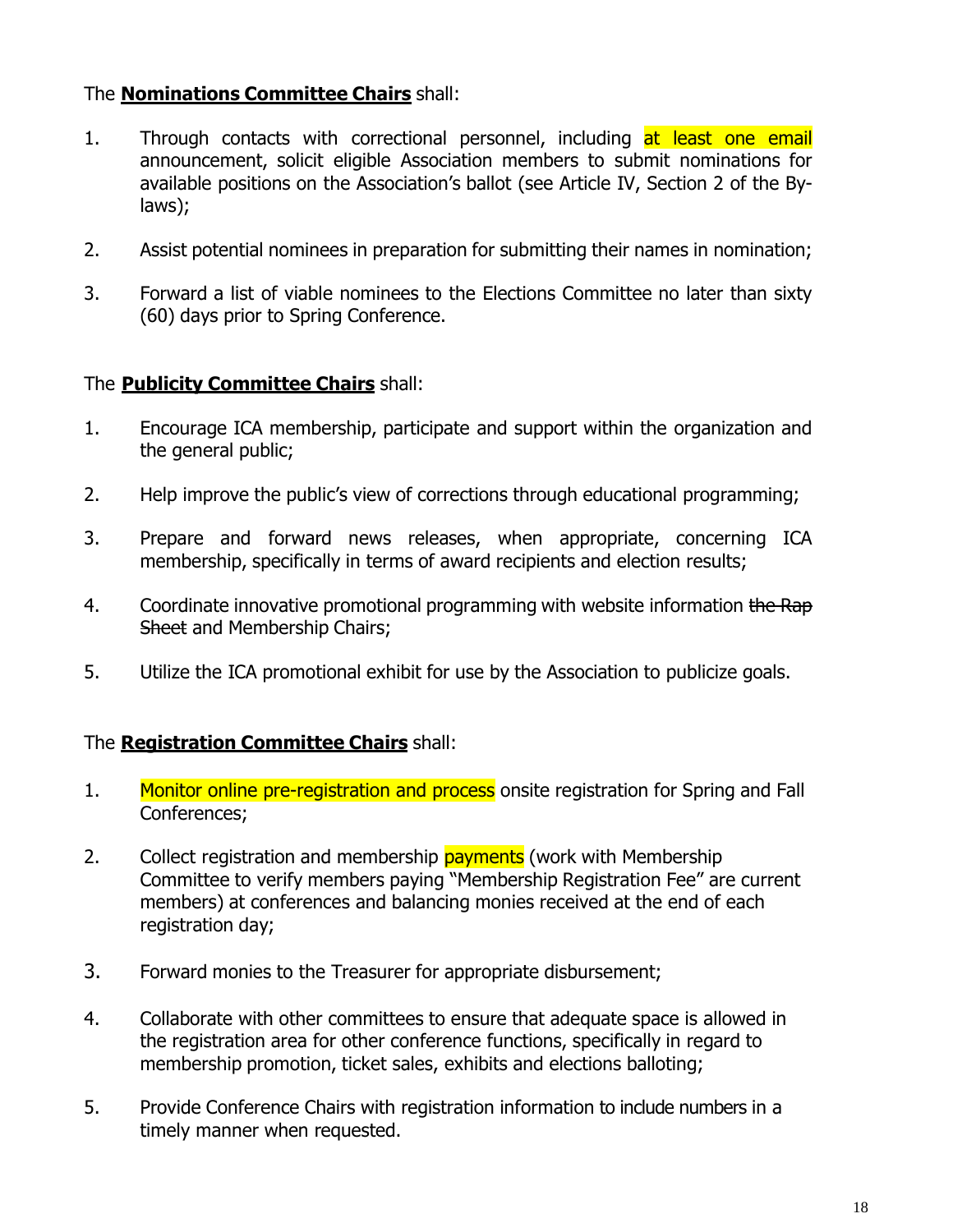The **Nominations Committee Chairs** shall:

1. Through contacts with correctional personnel, including at least one email announcement, solicit eligible Association members to submit nominations for available positions on the Association's ballot (see Article IV, Section 2 of the By-laws);

2. Assist potential nominees in preparation for submitting their names in nomination;

3. Forward a list of viable nominees to the Elections Committee no later than sixty (60) days prior to Spring Conference.

The **Publicity Committee Chairs** shall:

1. Encourage ICA membership, participate and support within the organization and the general public;

2. Help improve the public's view of corrections through educational programming;

3. Prepare and forward news releases, when appropriate, concerning ICA membership, specifically in terms of award recipients and election results;

4. Coordinate innovative promotional programming with website information ~~the Rap Sheet~~ and Membership Chairs;

5. Utilize the ICA promotional exhibit for use by the Association to publicize goals.

The **Registration Committee Chairs** shall:

1. Monitor online pre-registration and process onsite registration for Spring and Fall Conferences;

2. Collect registration and membership payments (work with Membership Committee to verify members paying "Membership Registration Fee" are current members) at conferences and balancing monies received at the end of each registration day;

3. Forward monies to the Treasurer for appropriate disbursement;

4. Collaborate with other committees to ensure that adequate space is allowed in the registration area for other conference functions, specifically in regard to membership promotion, ticket sales, exhibits and elections balloting;

5. Provide Conference Chairs with registration information to include numbers in a timely manner when requested.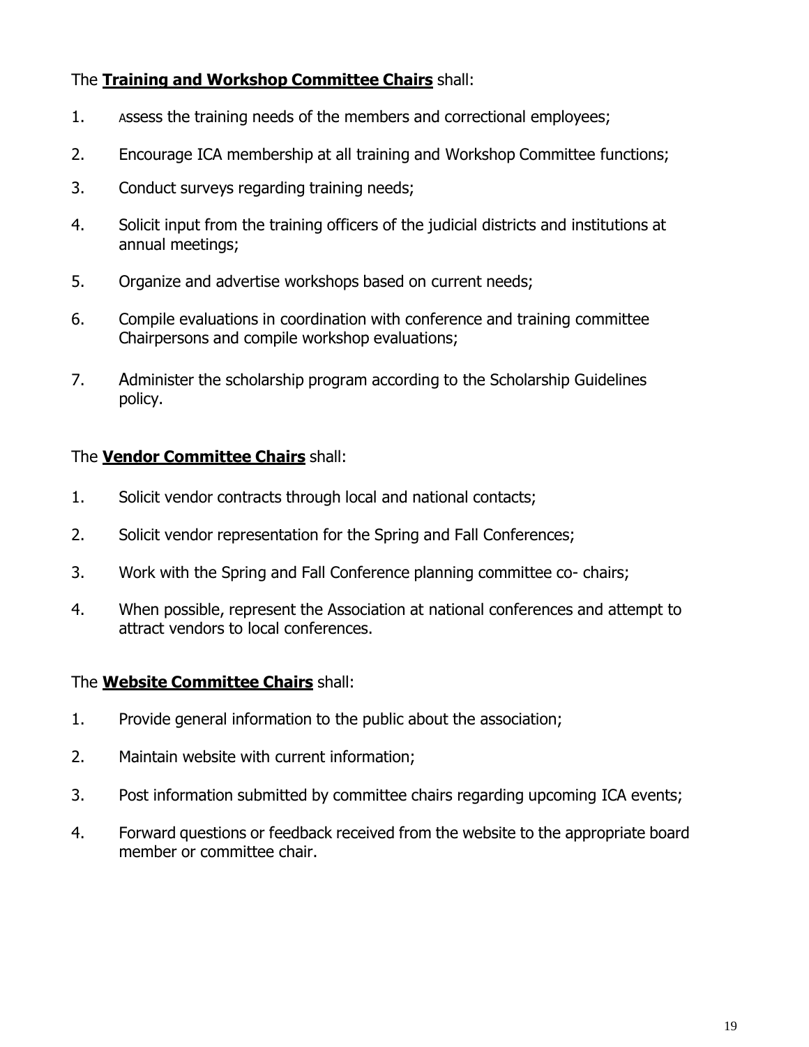The **Training and Workshop Committee Chairs** shall:

1. Assess the training needs of the members and correctional employees;
2. Encourage ICA membership at all training and Workshop Committee functions;
3. Conduct surveys regarding training needs;
4. Solicit input from the training officers of the judicial districts and institutions at annual meetings;
5. Organize and advertise workshops based on current needs;
6. Compile evaluations in coordination with conference and training committee Chairpersons and compile workshop evaluations;
7. Administer the scholarship program according to the Scholarship Guidelines policy.

The **Vendor Committee Chairs** shall:

1. Solicit vendor contracts through local and national contacts;
2. Solicit vendor representation for the Spring and Fall Conferences;
3. Work with the Spring and Fall Conference planning committee co- chairs;
4. When possible, represent the Association at national conferences and attempt to attract vendors to local conferences.

The **Website Committee Chairs** shall:

1. Provide general information to the public about the association;
2. Maintain website with current information;
3. Post information submitted by committee chairs regarding upcoming ICA events;
4. Forward questions or feedback received from the website to the appropriate board member or committee chair.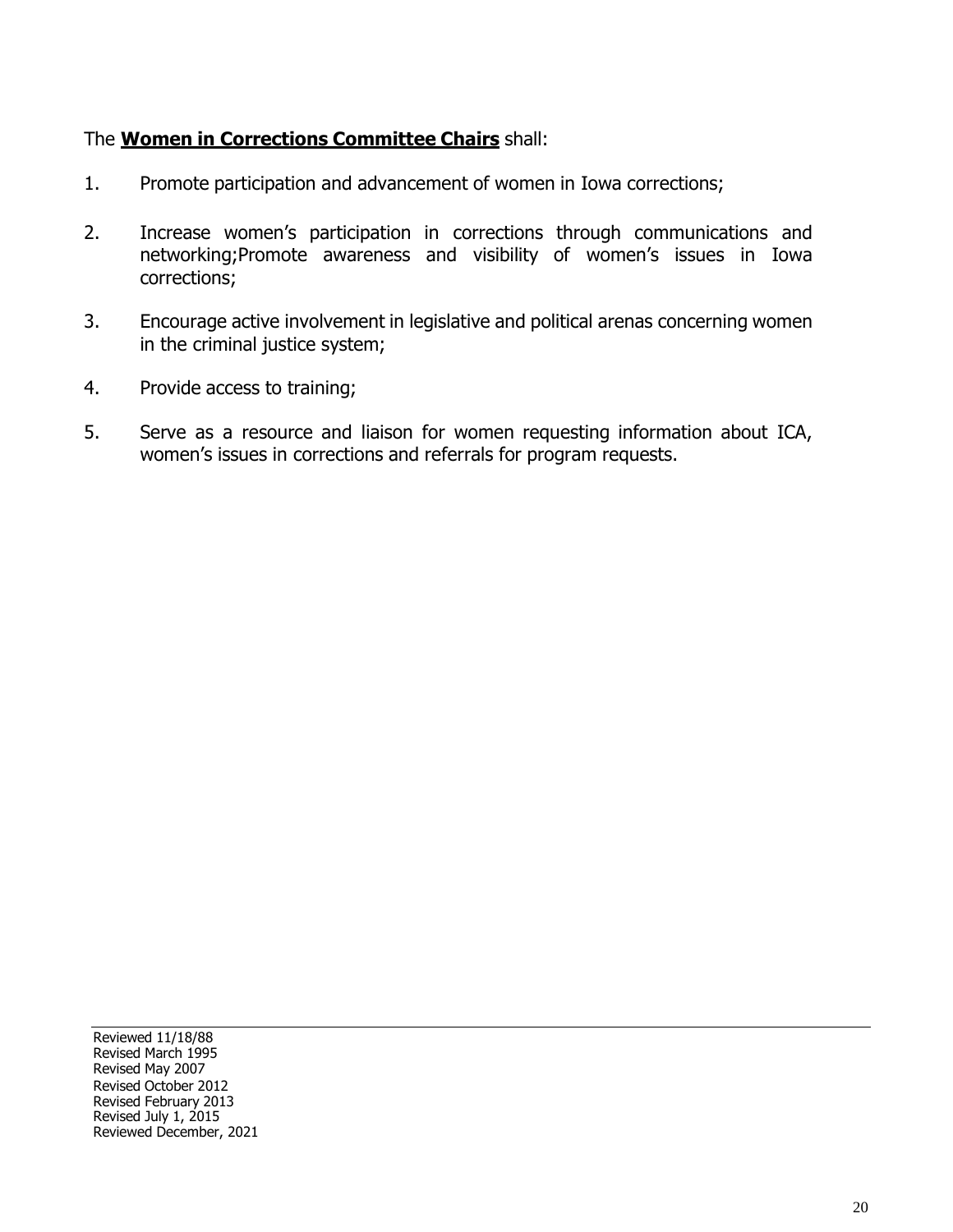The **Women in Corrections Committee Chairs** shall:

1. Promote participation and advancement of women in Iowa corrections;

2. Increase women's participation in corrections through communications and networking;Promote awareness and visibility of women's issues in Iowa corrections;

3. Encourage active involvement in legislative and political arenas concerning women in the criminal justice system;

4. Provide access to training;

5. Serve as a resource and liaison for women requesting information about ICA, women's issues in corrections and referrals for program requests.

---

Reviewed 11/18/88
Revised March 1995
Revised May 2007
Revised October 2012
Revised February 2013
Revised July 1, 2015
Reviewed December, 2021